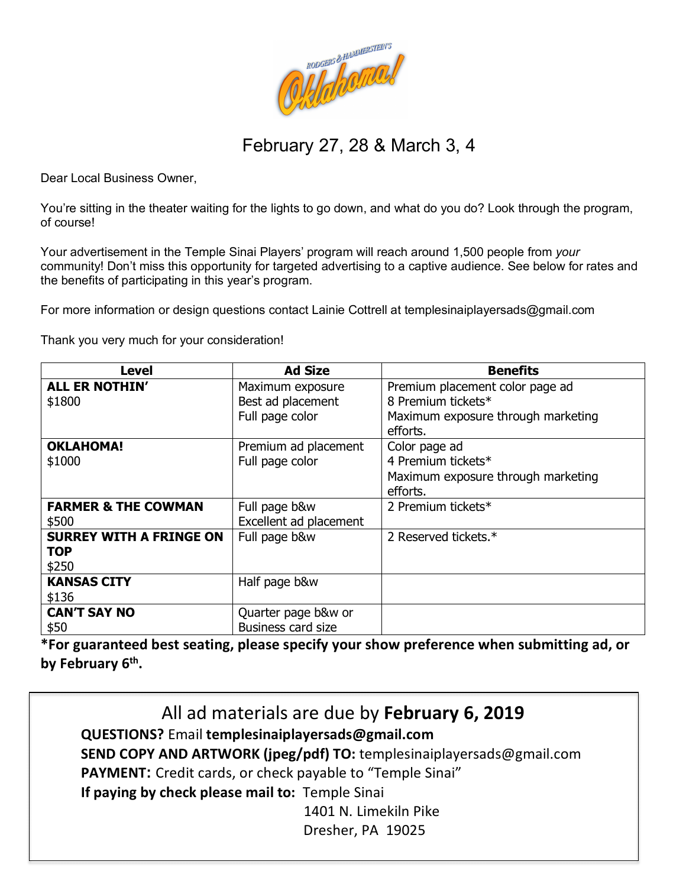# Rodgers & Hammerstein's Oklahoma!

## February 27, 28 & March 3, 4

Dear Local Business Owner,

You're sitting in the theater waiting for the lights to go down, and what do you do? Look through the program, of course!

Your advertisement in the Temple Sinai Players' program will reach around 1,500 people from *your* community! Don't miss this opportunity for targeted advertising to a captive audience. See below for rates and the benefits of participating in this year's program.

For more information or design questions contact Lainie Cottrell at templesinaiplayersads@gmail.com

Thank you very much for your consideration!

| Level | Ad Size | Benefits |
|---|---|---|
| **ALL ER NOTHIN'** $1800 | Maximum exposure<br>Best ad placement<br>Full page color | Premium placement color page ad<br>8 Premium tickets*<br>Maximum exposure through marketing efforts. |
| **OKLAHOMA!** $1000 | Premium ad placement<br>Full page color | Color page ad<br>4 Premium tickets*<br>Maximum exposure through marketing efforts. |
| **FARMER & THE COWMAN** $500 | Full page b&w<br>Excellent ad placement | 2 Premium tickets* |
| **SURREY WITH A FRINGE ON TOP** $250 | Full page b&w | 2 Reserved tickets.* |
| **KANSAS CITY** $136 | Half page b&w | |
| **CAN'T SAY NO** $50 | Quarter page b&w or Business card size | |

**\*For guaranteed best seating, please specify your show preference when submitting ad, or by February 6th.**

All ad materials are due by **February 6, 2019**

**QUESTIONS?** Email **templesinaiplayersads@gmail.com**

**SEND COPY AND ARTWORK (jpeg/pdf) TO:** templesinaiplayersads@gmail.com

**PAYMENT:** Credit cards, or check payable to "Temple Sinai"

**If paying by check please mail to:** Temple Sinai
1401 N. Limekiln Pike
Dresher, PA 19025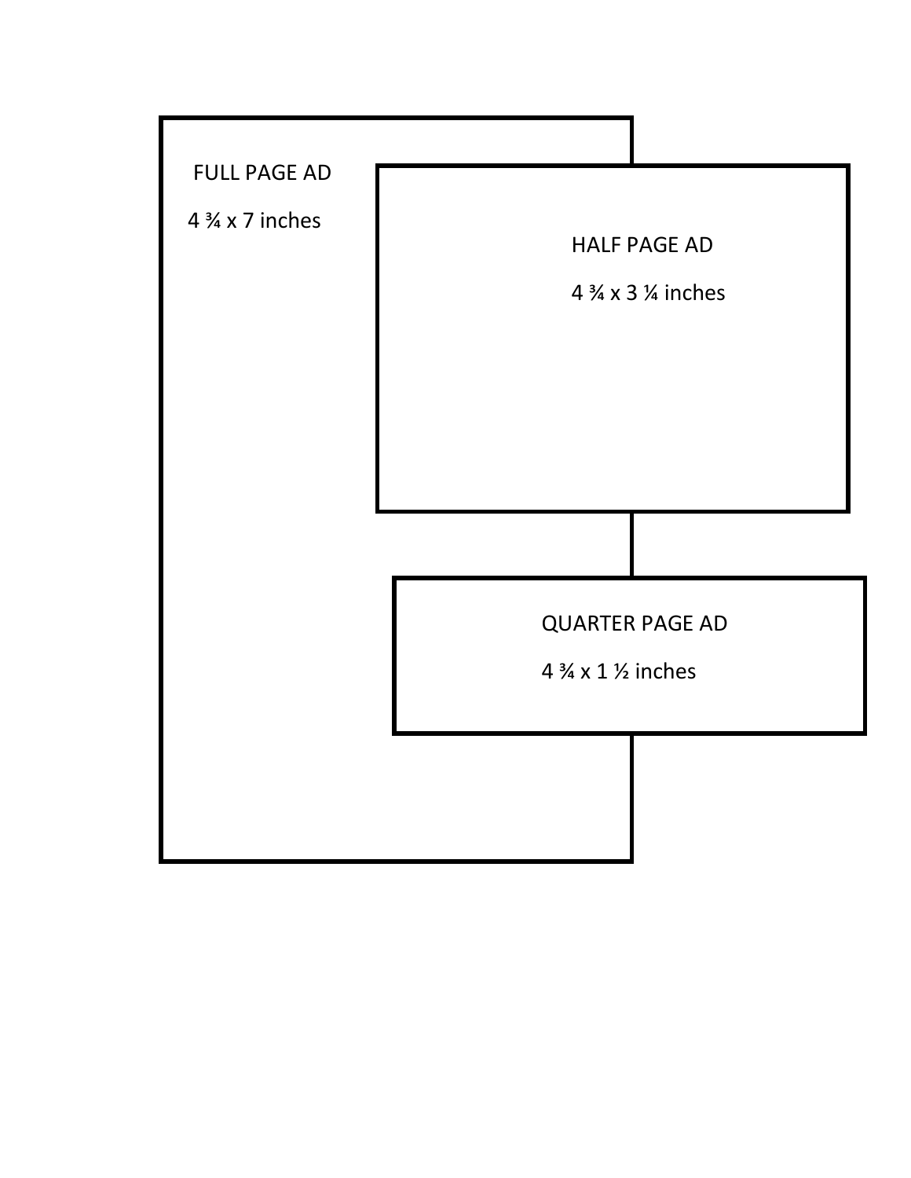FULL PAGE AD

4 ¾ x 7 inches

HALF PAGE AD

4 ¾ x 3 ¼ inches

QUARTER PAGE AD

4 ¾ x 1 ½ inches